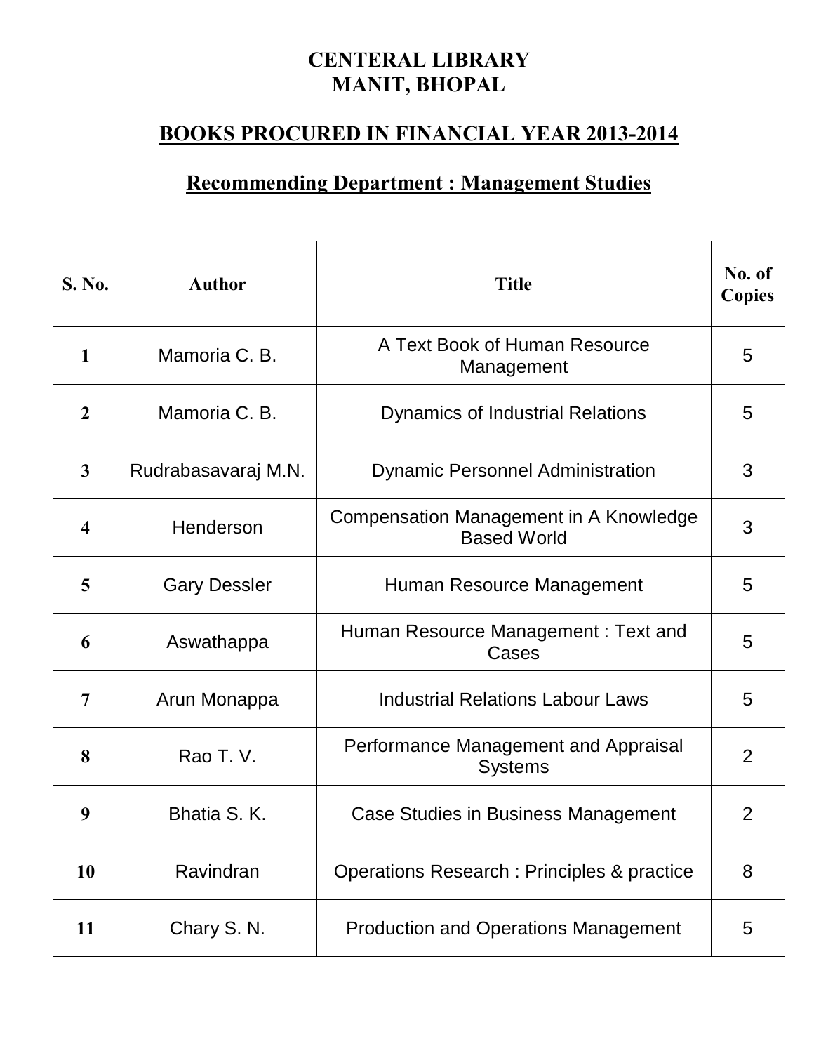# CENTERAL LIBRARY
# MANIT, BHOPAL

## BOOKS PROCURED IN FINANCIAL YEAR 2013-2014

## Recommending Department : Management Studies

| S. No. | Author | Title | No. of Copies |
|---|---|---|---|
| 1 | Mamoria C. B. | A Text Book of Human Resource Management | 5 |
| 2 | Mamoria C. B. | Dynamics of Industrial Relations | 5 |
| 3 | Rudrabasavaraj M.N. | Dynamic Personnel Administration | 3 |
| 4 | Henderson | Compensation Management in A Knowledge Based World | 3 |
| 5 | Gary Dessler | Human Resource Management | 5 |
| 6 | Aswathappa | Human Resource Management : Text and Cases | 5 |
| 7 | Arun Monappa | Industrial Relations Labour Laws | 5 |
| 8 | Rao T. V. | Performance Management and Appraisal Systems | 2 |
| 9 | Bhatia S. K. | Case Studies in Business Management | 2 |
| 10 | Ravindran | Operations Research : Principles & practice | 8 |
| 11 | Chary S. N. | Production and Operations Management | 5 |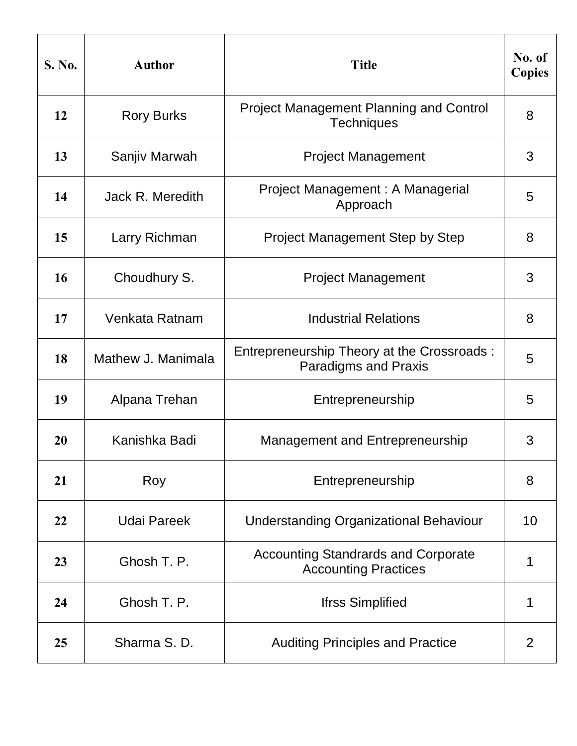| S. No. | Author | Title | No. of Copies |
|---|---|---|---|
| 12 | Rory Burks | Project Management Planning and Control Techniques | 8 |
| 13 | Sanjiv Marwah | Project Management | 3 |
| 14 | Jack R. Meredith | Project Management : A Managerial Approach | 5 |
| 15 | Larry Richman | Project Management Step by Step | 8 |
| 16 | Choudhury S. | Project Management | 3 |
| 17 | Venkata Ratnam | Industrial Relations | 8 |
| 18 | Mathew J. Manimala | Entrepreneurship Theory at the Crossroads : Paradigms and Praxis | 5 |
| 19 | Alpana Trehan | Entrepreneurship | 5 |
| 20 | Kanishka Badi | Management and Entrepreneurship | 3 |
| 21 | Roy | Entrepreneurship | 8 |
| 22 | Udai Pareek | Understanding Organizational Behaviour | 10 |
| 23 | Ghosh T. P. | Accounting Standrards and Corporate Accounting Practices | 1 |
| 24 | Ghosh T. P. | Ifrss Simplified | 1 |
| 25 | Sharma S. D. | Auditing Principles and Practice | 2 |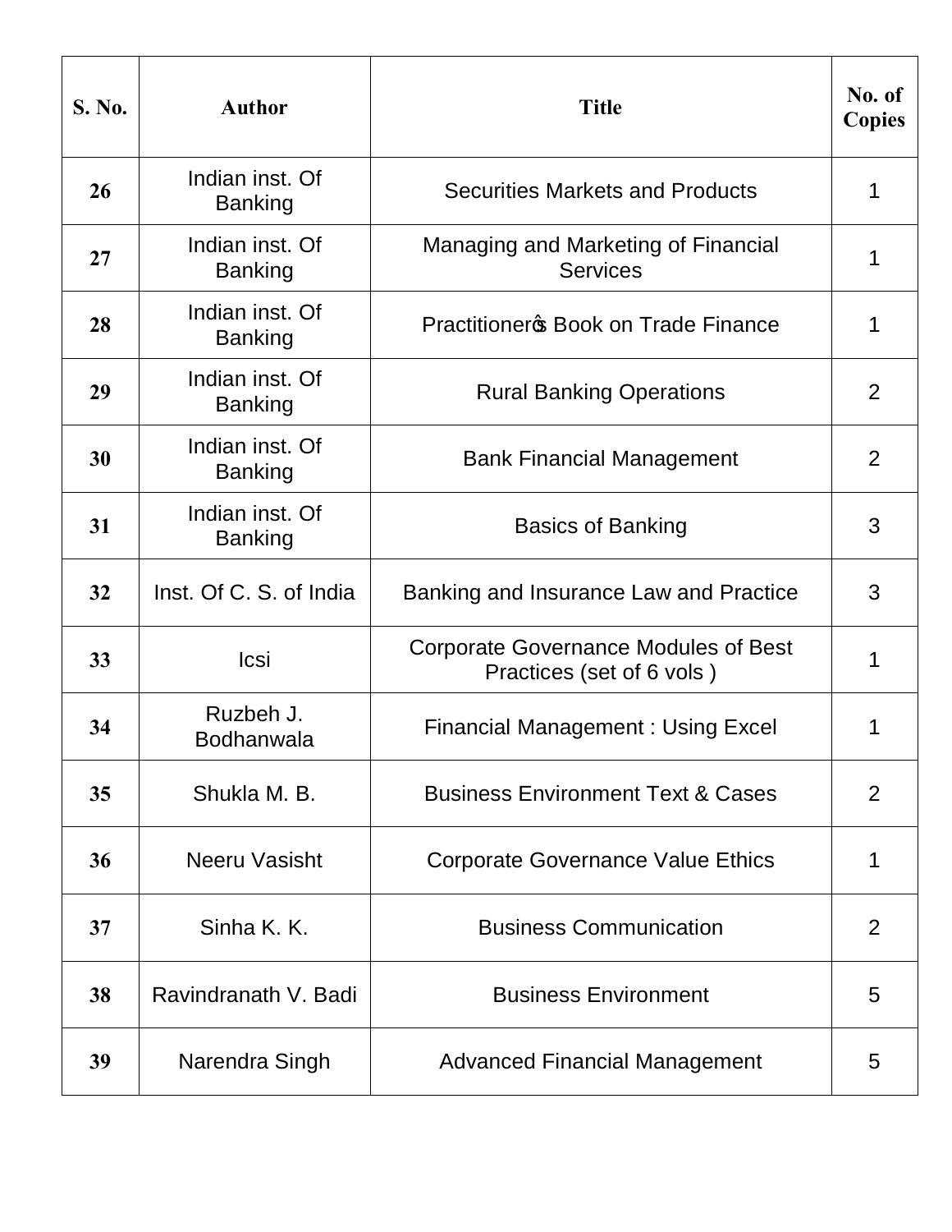| S. No. | Author | Title | No. of Copies |
|---|---|---|---|
| 26 | Indian inst. Of Banking | Securities Markets and Products | 1 |
| 27 | Indian inst. Of Banking | Managing and Marketing of Financial Services | 1 |
| 28 | Indian inst. Of Banking | Practitioner's Book on Trade Finance | 1 |
| 29 | Indian inst. Of Banking | Rural Banking Operations | 2 |
| 30 | Indian inst. Of Banking | Bank Financial Management | 2 |
| 31 | Indian inst. Of Banking | Basics of Banking | 3 |
| 32 | Inst. Of C. S. of India | Banking and Insurance Law and Practice | 3 |
| 33 | Icsi | Corporate Governance Modules of Best Practices (set of 6 vols ) | 1 |
| 34 | Ruzbeh J. Bodhanwala | Financial Management : Using Excel | 1 |
| 35 | Shukla M. B. | Business Environment Text & Cases | 2 |
| 36 | Neeru Vasisht | Corporate Governance Value Ethics | 1 |
| 37 | Sinha K. K. | Business Communication | 2 |
| 38 | Ravindranath V. Badi | Business Environment | 5 |
| 39 | Narendra Singh | Advanced Financial Management | 5 |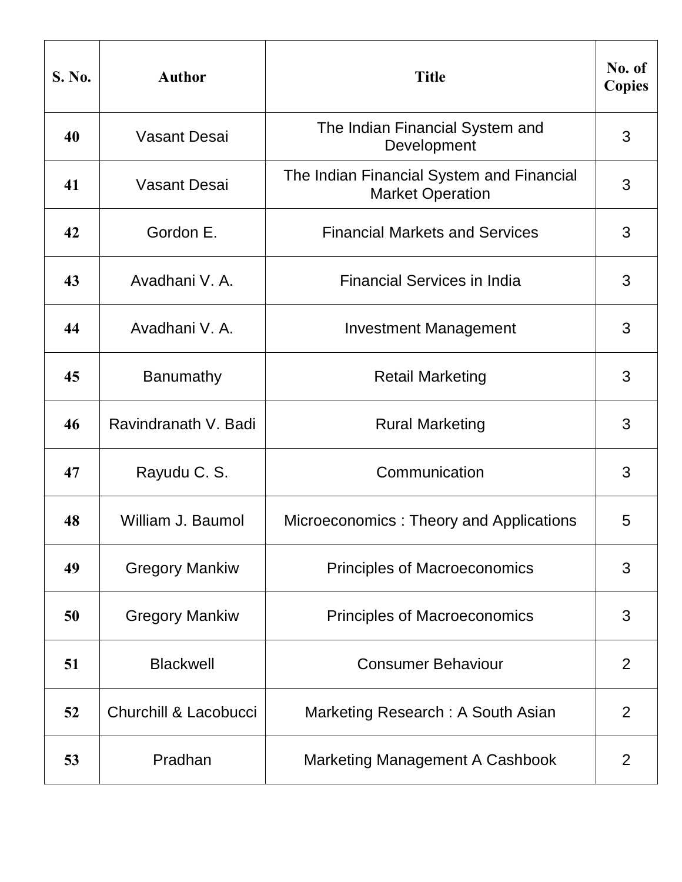| S. No. | Author | Title | No. of Copies |
|---|---|---|---|
| 40 | Vasant Desai | The Indian Financial System and Development | 3 |
| 41 | Vasant Desai | The Indian Financial System and Financial Market Operation | 3 |
| 42 | Gordon E. | Financial Markets and Services | 3 |
| 43 | Avadhani V. A. | Financial Services in India | 3 |
| 44 | Avadhani V. A. | Investment Management | 3 |
| 45 | Banumathy | Retail Marketing | 3 |
| 46 | Ravindranath V. Badi | Rural Marketing | 3 |
| 47 | Rayudu C. S. | Communication | 3 |
| 48 | William J. Baumol | Microeconomics : Theory and Applications | 5 |
| 49 | Gregory Mankiw | Principles of Macroeconomics | 3 |
| 50 | Gregory Mankiw | Principles of Macroeconomics | 3 |
| 51 | Blackwell | Consumer Behaviour | 2 |
| 52 | Churchill & Lacobucci | Marketing Research : A South Asian | 2 |
| 53 | Pradhan | Marketing Management A Cashbook | 2 |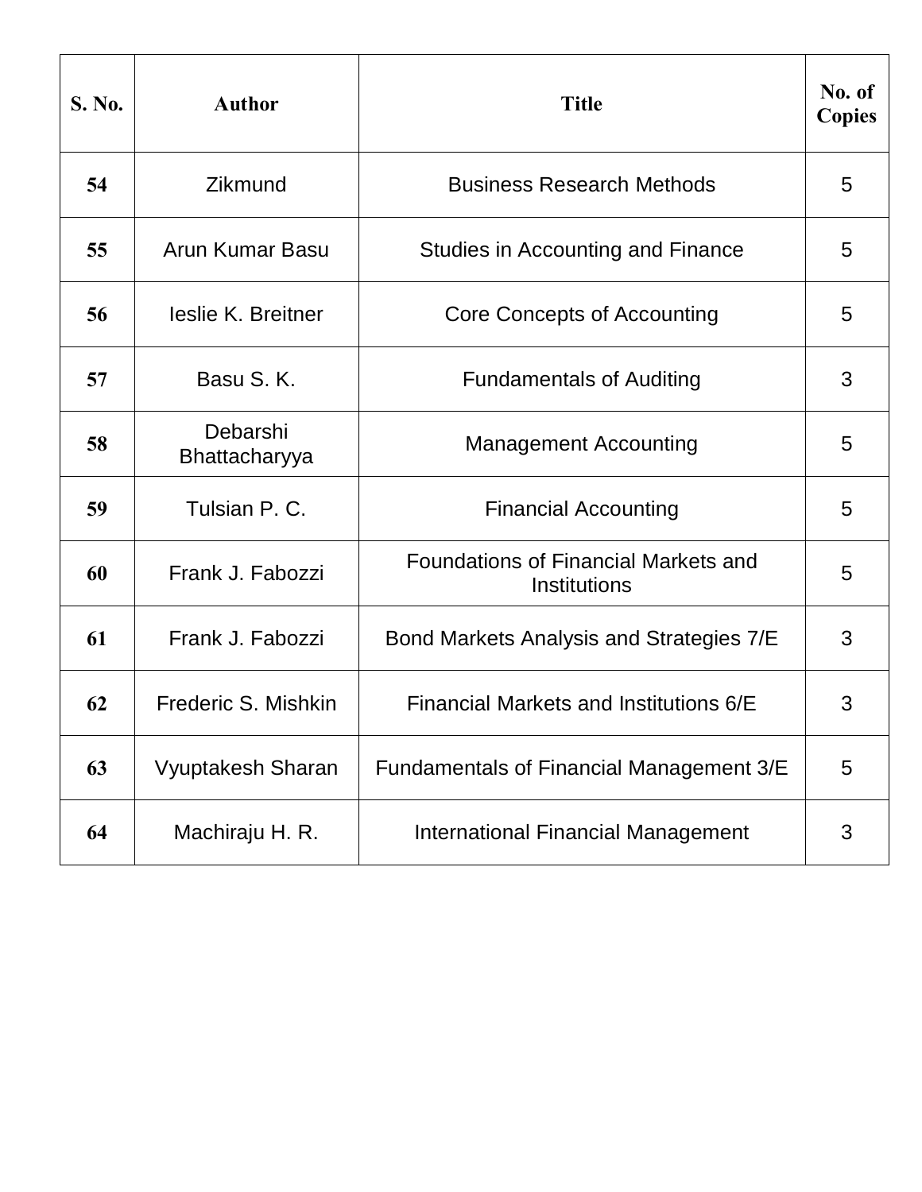| S. No. | Author | Title | No. of Copies |
|---|---|---|---|
| 54 | Zikmund | Business Research Methods | 5 |
| 55 | Arun Kumar Basu | Studies in Accounting and Finance | 5 |
| 56 | Ieslie K. Breitner | Core Concepts of Accounting | 5 |
| 57 | Basu S. K. | Fundamentals of Auditing | 3 |
| 58 | Debarshi Bhattacharyya | Management Accounting | 5 |
| 59 | Tulsian P. C. | Financial Accounting | 5 |
| 60 | Frank J. Fabozzi | Foundations of Financial Markets and Institutions | 5 |
| 61 | Frank J. Fabozzi | Bond Markets Analysis and Strategies 7/E | 3 |
| 62 | Frederic S. Mishkin | Financial Markets and Institutions 6/E | 3 |
| 63 | Vyuptakesh Sharan | Fundamentals of Financial Management 3/E | 5 |
| 64 | Machiraju H. R. | International Financial Management | 3 |